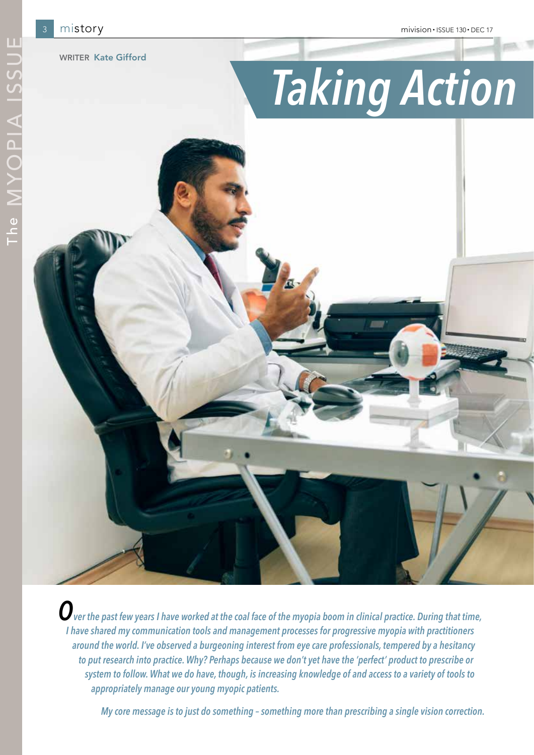WRITER Kate Gifford

# Taking Action

*Over the past few years I have worked at the coal face of the myopia boom in clinical practice. During that time, I have shared my communication tools and management processes for progressive myopia with practitioners around the world. I've observed a burgeoning interest from eye care professionals, tempered by a hesitancy to put research into practice. Why? Perhaps because we don't yet have the 'perfect' product to prescribe or system to follow. What we do have, though, is increasing knowledge of and access to a variety of tools to appropriately manage our young myopic patients.*

*My core message is to just do something – something more than prescribing a single vision correction.*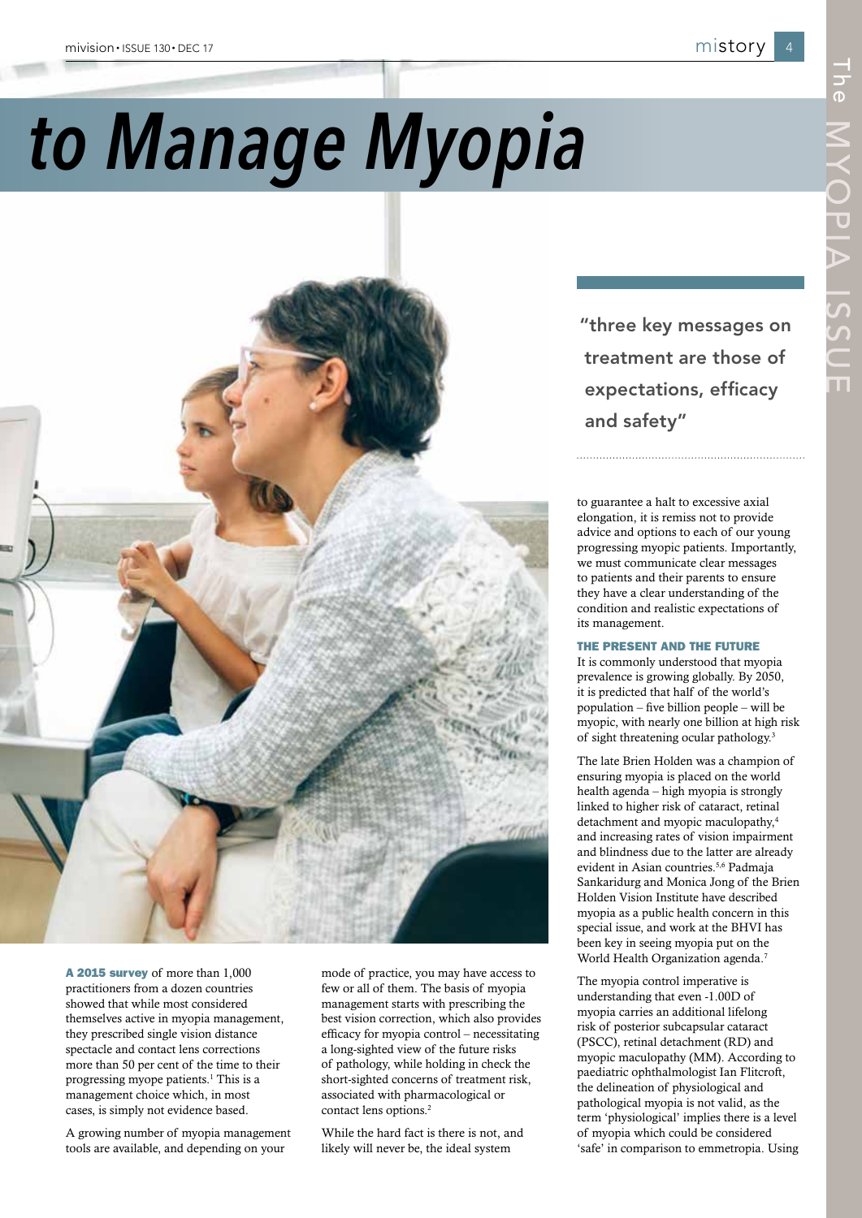# to Manage Myopia

> "three key messages on treatment are those of expectations, efficacy and safety"

**A 2015 survey** of more than 1,000 practitioners from a dozen countries showed that while most considered themselves active in myopia management, they prescribed single vision distance spectacle and contact lens corrections more than 50 per cent of the time to their progressing myope patients.[1] This is a management choice which, in most cases, is simply not evidence based.

A growing number of myopia management tools are available, and depending on your mode of practice, you may have access to few or all of them. The basis of myopia management starts with prescribing the best vision correction, which also provides efficacy for myopia control – necessitating a long-sighted view of the future risks of pathology, while holding in check the short-sighted concerns of treatment risk, associated with pharmacological or contact lens options.[2]

While the hard fact is there is not, and likely will never be, the ideal system to guarantee a halt to excessive axial elongation, it is remiss not to provide advice and options to each of our young progressing myopic patients. Importantly, we must communicate clear messages to patients and their parents to ensure they have a clear understanding of the condition and realistic expectations of its management.

### THE PRESENT AND THE FUTURE

It is commonly understood that myopia prevalence is growing globally. By 2050, it is predicted that half of the world's population – five billion people – will be myopic, with nearly one billion at high risk of sight threatening ocular pathology.[3]

The late Brien Holden was a champion of ensuring myopia is placed on the world health agenda – high myopia is strongly linked to higher risk of cataract, retinal detachment and myopic maculopathy,[4] and increasing rates of vision impairment and blindness due to the latter are already evident in Asian countries.[5,6] Padmaja Sankaridurg and Monica Jong of the Brien Holden Vision Institute have described myopia as a public health concern in this special issue, and work at the BHVI has been key in seeing myopia put on the World Health Organization agenda.[7]

The myopia control imperative is understanding that even -1.00D of myopia carries an additional lifelong risk of posterior subcapsular cataract (PSCC), retinal detachment (RD) and myopic maculopathy (MM). According to paediatric ophthalmologist Ian Flitcroft, the delineation of physiological and pathological myopia is not valid, as the term 'physiological' implies there is a level of myopia which could be considered 'safe' in comparison to emmetropia. Using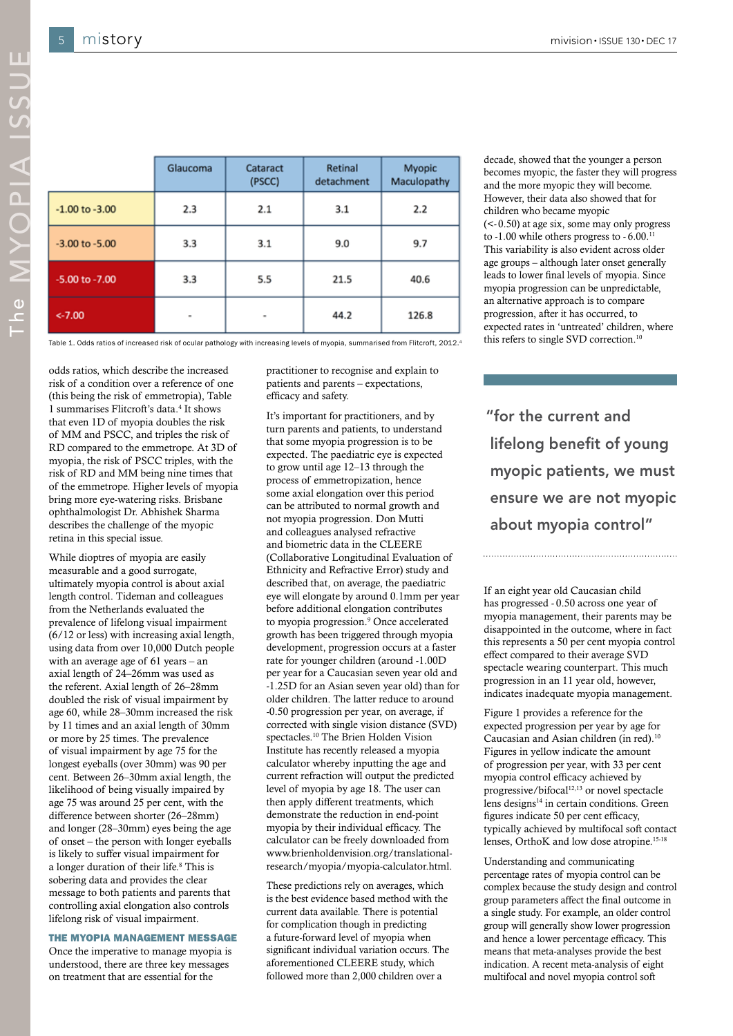|  | Glaucoma | Cataract (PSCC) | Retinal detachment | Myopic Maculopathy |
|---|---|---|---|---|
| -1.00 to -3.00 | 2.3 | 2.1 | 3.1 | 2.2 |
| -3.00 to -5.00 | 3.3 | 3.1 | 9.0 | 9.7 |
| -5.00 to -7.00 | 3.3 | 5.5 | 21.5 | 40.6 |
| <-7.00 | - | - | 44.2 | 126.8 |

Table 1. Odds ratios of increased risk of ocular pathology with increasing levels of myopia, summarised from Flitcroft, 2012.[4]

odds ratios, which describe the increased risk of a condition over a reference of one (this being the risk of emmetropia), Table 1 summarises Flitcroft's data.[4] It shows that even 1D of myopia doubles the risk of MM and PSCC, and triples the risk of RD compared to the emmetrope. At 3D of myopia, the risk of PSCC triples, with the risk of RD and MM being nine times that of the emmetrope. Higher levels of myopia bring more eye-watering risks. Brisbane ophthalmologist Dr. Abhishek Sharma describes the challenge of the myopic retina in this special issue.

While dioptres of myopia are easily measurable and a good surrogate, ultimately myopia control is about axial length control. Tideman and colleagues from the Netherlands evaluated the prevalence of lifelong visual impairment (6/12 or less) with increasing axial length, using data from over 10,000 Dutch people with an average age of 61 years – an axial length of 24–26mm was used as the referent. Axial length of 26–28mm doubled the risk of visual impairment by age 60, while 28–30mm increased the risk by 11 times and an axial length of 30mm or more by 25 times. The prevalence of visual impairment by age 75 for the longest eyeballs (over 30mm) was 90 per cent. Between 26–30mm axial length, the likelihood of being visually impaired by age 75 was around 25 per cent, with the difference between shorter (26–28mm) and longer (28–30mm) eyes being the age of onset – the person with longer eyeballs is likely to suffer visual impairment for a longer duration of their life.[8] This is sobering data and provides the clear message to both patients and parents that controlling axial elongation also controls lifelong risk of visual impairment.

### THE MYOPIA MANAGEMENT MESSAGE

Once the imperative to manage myopia is understood, there are three key messages on treatment that are essential for the practitioner to recognise and explain to patients and parents – expectations, efficacy and safety.

It's important for practitioners, and by turn parents and patients, to understand that some myopia progression is to be expected. The paediatric eye is expected to grow until age 12–13 through the process of emmetropization, hence some axial elongation over this period can be attributed to normal growth and not myopia progression. Don Mutti and colleagues analysed refractive and biometric data in the CLEERE (Collaborative Longitudinal Evaluation of Ethnicity and Refractive Error) study and described that, on average, the paediatric eye will elongate by around 0.1mm per year before additional elongation contributes to myopia progression.[9] Once accelerated growth has been triggered through myopia development, progression occurs at a faster rate for younger children (around -1.00D per year for a Caucasian seven year old and -1.25D for an Asian seven year old) than for older children. The latter reduce to around -0.50 progression per year, on average, if corrected with single vision distance (SVD) spectacles.[10] The Brien Holden Vision Institute has recently released a myopia calculator whereby inputting the age and current refraction will output the predicted level of myopia by age 18. The user can then apply different treatments, which demonstrate the reduction in end-point myopia by their individual efficacy. The calculator can be freely downloaded from www.brienholdenvision.org/translational-research/myopia/myopia-calculator.html.

These predictions rely on averages, which is the best evidence based method with the current data available. There is potential for complication though in predicting a future-forward level of myopia when significant individual variation occurs. The aforementioned CLEERE study, which followed more than 2,000 children over a decade, showed that the younger a person becomes myopic, the faster they will progress and the more myopic they will become. However, their data also showed that for children who became myopic (<-0.50) at age six, some may only progress to -1.00 while others progress to -6.00.[11] This variability is also evident across older age groups – although later onset generally leads to lower final levels of myopia. Since myopia progression can be unpredictable, an alternative approach is to compare progression, after it has occurred, to expected rates in 'untreated' children, where this refers to single SVD correction.[10]

> "for the current and lifelong benefit of young myopic patients, we must ensure we are not myopic about myopia control"

If an eight year old Caucasian child has progressed -0.50 across one year of myopia management, their parents may be disappointed in the outcome, where in fact this represents a 50 per cent myopia control effect compared to their average SVD spectacle wearing counterpart. This much progression in an 11 year old, however, indicates inadequate myopia management.

Figure 1 provides a reference for the expected progression per year by age for Caucasian and Asian children (in red).[10] Figures in yellow indicate the amount of progression per year, with 33 per cent myopia control efficacy achieved by progressive/bifocal[12,13] or novel spectacle lens designs[14] in certain conditions. Green figures indicate 50 per cent efficacy, typically achieved by multifocal soft contact lenses, OrthoK and low dose atropine.[15-18]

Understanding and communicating percentage rates of myopia control can be complex because the study design and control group parameters affect the final outcome in a single study. For example, an older control group will generally show lower progression and hence a lower percentage efficacy. This means that meta-analyses provide the best indication. A recent meta-analysis of eight multifocal and novel myopia control soft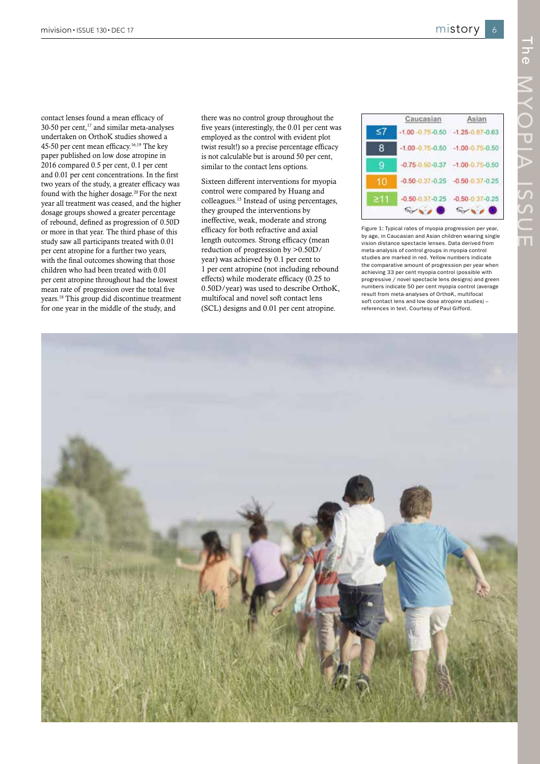contact lenses found a mean efficacy of 30-50 per cent,[17] and similar meta-analyses undertaken on OrthoK studies showed a 45-50 per cent mean efficacy.[16,19] The key paper published on low dose atropine in 2016 compared 0.5 per cent, 0.1 per cent and 0.01 per cent concentrations. In the first two years of the study, a greater efficacy was found with the higher dosage.[20] For the next year all treatment was ceased, and the higher dosage groups showed a greater percentage of rebound, defined as progression of 0.50D or more in that year. The third phase of this study saw all participants treated with 0.01 per cent atropine for a further two years, with the final outcomes showing that those children who had been treated with 0.01 per cent atropine throughout had the lowest mean rate of progression over the total five years.[18] This group did discontinue treatment for one year in the middle of the study, and there was no control group throughout the five years (interestingly, the 0.01 per cent was employed as the control with evident plot twist result!) so a precise percentage efficacy is not calculable but is around 50 per cent, similar to the contact lens options.

Sixteen different interventions for myopia control were compared by Huang and colleagues.[15] Instead of using percentages, they grouped the interventions by ineffective, weak, moderate and strong efficacy for both refractive and axial length outcomes. Strong efficacy (mean reduction of progression by >0.50D/year) was achieved by 0.1 per cent to 1 per cent atropine (not including rebound effects) while moderate efficacy (0.25 to 0.50D/year) was used to describe OrthoK, multifocal and novel soft contact lens (SCL) designs and 0.01 per cent atropine.

| | Caucasian | Asian |
|---|---|---|
| ≤7 | -1.00 -0.75 -0.50 | -1.25 -0.87 -0.63 |
| 8 | -1.00 -0.75 -0.50 | -1.00 -0.75 -0.50 |
| 9 | -0.75 -0.50 -0.37 | -1.00 -0.75 -0.50 |
| 10 | -0.50 -0.37 -0.25 | -0.50 -0.37 -0.25 |
| ≥11 | -0.50 -0.37 -0.25 | -0.50 -0.37 -0.25 |

Figure 1: Typical rates of myopia progression per year, by age, in Caucasian and Asian children wearing single vision distance spectacle lenses. Data derived from meta-analysis of control groups in myopia control studies are marked in red. Yellow numbers indicate the comparative amount of progression per year when achieving 33 per cent myopia control (possible with progressive / novel spectacle lens designs) and green numbers indicate 50 per cent myopia control (average result from meta-analyses of OrthoK, multifocal soft contact lens and low dose atropine studies) – references in text. Courtesy of Paul Gifford.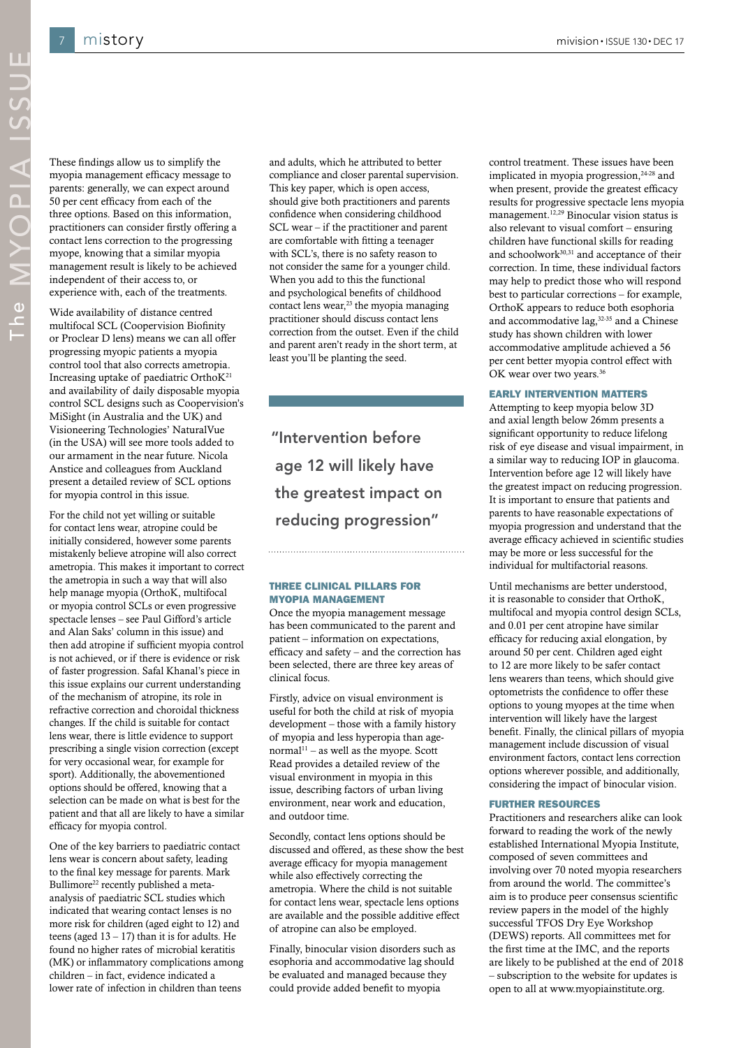These findings allow us to simplify the myopia management efficacy message to parents: generally, we can expect around 50 per cent efficacy from each of the three options. Based on this information, practitioners can consider firstly offering a contact lens correction to the progressing myope, knowing that a similar myopia management result is likely to be achieved independent of their access to, or experience with, each of the treatments.

Wide availability of distance centred multifocal SCL (Coopervision Biofinity or Proclear D lens) means we can all offer progressing myopic patients a myopia control tool that also corrects ametropia. Increasing uptake of paediatric OrthoK[21] and availability of daily disposable myopia control SCL designs such as Coopervision's MiSight (in Australia and the UK) and Visioneering Technologies' NaturalVue (in the USA) will see more tools added to our armament in the near future. Nicola Anstice and colleagues from Auckland present a detailed review of SCL options for myopia control in this issue.

For the child not yet willing or suitable for contact lens wear, atropine could be initially considered, however some parents mistakenly believe atropine will also correct ametropia. This makes it important to correct the ametropia in such a way that will also help manage myopia (OrthoK, multifocal or myopia control SCLs or even progressive spectacle lenses – see Paul Gifford's article and Alan Saks' column in this issue) and then add atropine if sufficient myopia control is not achieved, or if there is evidence or risk of faster progression. Safal Khanal's piece in this issue explains our current understanding of the mechanism of atropine, its role in refractive correction and choroidal thickness changes. If the child is suitable for contact lens wear, there is little evidence to support prescribing a single vision correction (except for very occasional wear, for example for sport). Additionally, the abovementioned options should be offered, knowing that a selection can be made on what is best for the patient and that all are likely to have a similar efficacy for myopia control.

One of the key barriers to paediatric contact lens wear is concern about safety, leading to the final key message for parents. Mark Bullimore[22] recently published a meta-analysis of paediatric SCL studies which indicated that wearing contact lenses is no more risk for children (aged eight to 12) and teens (aged 13 – 17) than it is for adults. He found no higher rates of microbial keratitis (MK) or inflammatory complications among children – in fact, evidence indicated a lower rate of infection in children than teens and adults, which he attributed to better compliance and closer parental supervision. This key paper, which is open access, should give both practitioners and parents confidence when considering childhood SCL wear – if the practitioner and parent are comfortable with fitting a teenager with SCL's, there is no safety reason to not consider the same for a younger child. When you add to this the functional and psychological benefits of childhood contact lens wear,[23] the myopia managing practitioner should discuss contact lens correction from the outset. Even if the child and parent aren't ready in the short term, at least you'll be planting the seed.

> "Intervention before age 12 will likely have the greatest impact on reducing progression"

### THREE CLINICAL PILLARS FOR MYOPIA MANAGEMENT

Once the myopia management message has been communicated to the parent and patient – information on expectations, efficacy and safety – and the correction has been selected, there are three key areas of clinical focus.

Firstly, advice on visual environment is useful for both the child at risk of myopia development – those with a family history of myopia and less hyperopia than age-normal[11] – as well as the myope. Scott Read provides a detailed review of the visual environment in myopia in this issue, describing factors of urban living environment, near work and education, and outdoor time.

Secondly, contact lens options should be discussed and offered, as these show the best average efficacy for myopia management while also effectively correcting the ametropia. Where the child is not suitable for contact lens wear, spectacle lens options are available and the possible additive effect of atropine can also be employed.

Finally, binocular vision disorders such as esophoria and accommodative lag should be evaluated and managed because they could provide added benefit to myopia control treatment. These issues have been implicated in myopia progression,[24-28] and when present, provide the greatest efficacy results for progressive spectacle lens myopia management.[12,29] Binocular vision status is also relevant to visual comfort – ensuring children have functional skills for reading and schoolwork[30,31] and acceptance of their correction. In time, these individual factors may help to predict those who will respond best to particular corrections – for example, OrthoK appears to reduce both esophoria and accommodative lag,[32-35] and a Chinese study has shown children with lower accommodative amplitude achieved a 56 per cent better myopia control effect with OK wear over two years.[36]

### EARLY INTERVENTION MATTERS

Attempting to keep myopia below 3D and axial length below 26mm presents a significant opportunity to reduce lifelong risk of eye disease and visual impairment, in a similar way to reducing IOP in glaucoma. Intervention before age 12 will likely have the greatest impact on reducing progression. It is important to ensure that patients and parents to have reasonable expectations of myopia progression and understand that the average efficacy achieved in scientific studies may be more or less successful for the individual for multifactorial reasons.

Until mechanisms are better understood, it is reasonable to consider that OrthoK, multifocal and myopia control design SCLs, and 0.01 per cent atropine have similar efficacy for reducing axial elongation, by around 50 per cent. Children aged eight to 12 are more likely to be safer contact lens wearers than teens, which should give optometrists the confidence to offer these options to young myopes at the time when intervention will likely have the largest benefit. Finally, the clinical pillars of myopia management include discussion of visual environment factors, contact lens correction options wherever possible, and additionally, considering the impact of binocular vision.

### FURTHER RESOURCES

Practitioners and researchers alike can look forward to reading the work of the newly established International Myopia Institute, composed of seven committees and involving over 70 noted myopia researchers from around the world. The committee's aim is to produce peer consensus scientific review papers in the model of the highly successful TFOS Dry Eye Workshop (DEWS) reports. All committees met for the first time at the IMC, and the reports are likely to be published at the end of 2018 – subscription to the website for updates is open to all at www.myopiainstitute.org.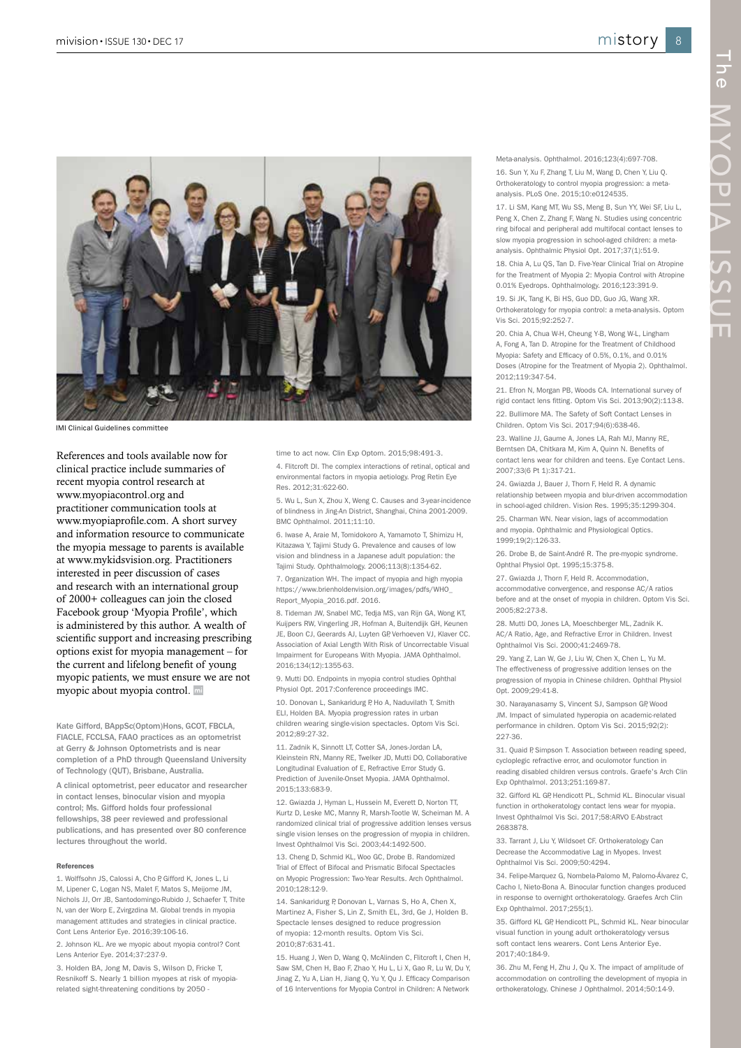IMI Clinical Guidelines committee

References and tools available now for clinical practice include summaries of recent myopia control research at www.myopiacontrol.org and practitioner communication tools at www.myopiaprofile.com. A short survey and information resource to communicate the myopia message to parents is available at www.mykidsvision.org. Practitioners interested in peer discussion of cases and research with an international group of 2000+ colleagues can join the closed Facebook group 'Myopia Profile', which is administered by this author. A wealth of scientific support and increasing prescribing options exist for myopia management – for the current and lifelong benefit of young myopic patients, we must ensure we are not myopic about myopia control.

Kate Gifford, BAppSc(Optom)Hons, GCOT, FBCLA, FIACLE, FCCLSA, FAAO practices as an optometrist at Gerry & Johnson Optometrists and is near completion of a PhD through Queensland University of Technology (QUT), Brisbane, Australia.

A clinical optometrist, peer educator and researcher in contact lenses, binocular vision and myopia control; Ms. Gifford holds four professional fellowships, 38 peer reviewed and professional publications, and has presented over 80 conference lectures throughout the world.

#### References

1. Wolffsohn JS, Calossi A, Cho P, Gifford K, Jones L, Li M, Lipener C, Logan NS, Malet F, Matos S, Meijome JM, Nichols JJ, Orr JB, Santodomingo-Rubido J, Schaefer T, Thite N, van der Worp E, Zvirgzdina M. Global trends in myopia management attitudes and strategies in clinical practice. Cont Lens Anterior Eye. 2016;39:106-16.
2. Johnson KL. Are we myopic about myopia control? Cont Lens Anterior Eye. 2014;37:237-9.
3. Holden BA, Jong M, Davis S, Wilson D, Fricke T, Resnikoff S. Nearly 1 billion myopes at risk of myopia-related sight-threatening conditions by 2050 - time to act now. Clin Exp Optom. 2015;98:491-3.
4. Flitcroft DI. The complex interactions of retinal, optical and environmental factors in myopia aetiology. Prog Retin Eye Res. 2012;31:622-60.
5. Wu L, Sun X, Zhou X, Weng C. Causes and 3-year-incidence of blindness in Jing-An District, Shanghai, China 2001-2009. BMC Ophthalmol. 2011;11:10.
6. Iwase A, Araie M, Tomidokoro A, Yamamoto T, Shimizu H, Kitazawa Y, Tajimi Study G. Prevalence and causes of low vision and blindness in a Japanese adult population: the Tajimi Study. Ophthalmology. 2006;113(8):1354-62.
7. Organization WH. The impact of myopia and high myopia https://www.brienholdenvision.org/images/pdfs/WHO_Report_Myopia_2016.pdf. 2016.
8. Tideman JW, Snabel MC, Tedja MS, van Rijn GA, Wong KT, Kuijpers RW, Vingerling JR, Hofman A, Buitendijk GH, Keunen JE, Boon CJ, Geerards AJ, Luyten GP, Verhoeven VJ, Klaver CC. Association of Axial Length With Risk of Uncorrectable Visual Impairment for Europeans With Myopia. JAMA Ophthalmol. 2016;134(12):1355-63.
9. Mutti DO. Endpoints in myopia control studies Ophthal Physiol Opt. 2017:Conference proceedings IMC.
10. Donovan L, Sankaridurg P, Ho A, Naduvilath T, Smith ELI, Holden BA. Myopia progression rates in urban children wearing single-vision spectacles. Optom Vis Sci. 2012;89:27-32.
11. Zadnik K, Sinnott LT, Cotter SA, Jones-Jordan LA, Kleinstein RN, Manny RE, Twelker JD, Mutti DO, Collaborative Longitudinal Evaluation of E, Refractive Error Study G. Prediction of Juvenile-Onset Myopia. JAMA Ophthalmol. 2015;133:683-9.
12. Gwiazda J, Hyman L, Hussein M, Everett D, Norton TT, Kurtz D, Leske MC, Manny R, Marsh-Tootle W, Scheiman M. A randomized clinical trial of progressive addition lenses versus single vision lenses on the progression of myopia in children. Invest Ophthalmol Vis Sci. 2003;44:1492-500.
13. Cheng D, Schmid KL, Woo GC, Drobe B. Randomized Trial of Effect of Bifocal and Prismatic Bifocal Spectacles on Myopic Progression: Two-Year Results. Arch Ophthalmol. 2010;128:12-9.
14. Sankaridurg P, Donovan L, Varnas S, Ho A, Chen X, Martinez A, Fisher S, Lin Z, Smith EL, 3rd, Ge J, Holden B. Spectacle lenses designed to reduce progression of myopia: 12-month results. Optom Vis Sci. 2010;87:631-41.
15. Huang J, Wen D, Wang Q, McAlinden C, Flitcroft I, Chen H, Saw SM, Chen H, Bao F, Zhao Y, Hu L, Li X, Gao R, Lu W, Du Y, Jinag Z, Yu A, Lian H, Jiang Q, Yu Y, Qu J. Efficacy Comparison of 16 Interventions for Myopia Control in Children: A Network Meta-analysis. Ophthalmol. 2016;123(4):697-708.
16. Sun Y, Xu F, Zhang T, Liu M, Wang D, Chen Y, Liu Q. Orthokeratology to control myopia progression: a meta-analysis. PLoS One. 2015;10:e0124535.
17. Li SM, Kang MT, Wu SS, Meng B, Sun YY, Wei SF, Liu L, Peng X, Chen Z, Zhang F, Wang N. Studies using concentric ring bifocal and peripheral add multifocal contact lenses to slow myopia progression in school-aged children: a meta-analysis. Ophthalmic Physiol Opt. 2017;37(1):51-9.
18. Chia A, Lu QS, Tan D. Five-Year Clinical Trial on Atropine for the Treatment of Myopia 2: Myopia Control with Atropine 0.01% Eyedrops. Ophthalmology. 2016;123:391-9.
19. Si JK, Tang K, Bi HS, Guo DD, Guo JG, Wang XR. Orthokeratology for myopia control: a meta-analysis. Optom Vis Sci. 2015;92:252-7.
20. Chia A, Chua W-H, Cheung Y-B, Wong W-L, Lingham A, Fong A, Tan D. Atropine for the Treatment of Childhood Myopia: Safety and Efficacy of 0.5%, 0.1%, and 0.01% Doses (Atropine for the Treatment of Myopia 2). Ophthalmol. 2012;119:347-54.
21. Efron N, Morgan PB, Woods CA. International survey of rigid contact lens fitting. Optom Vis Sci. 2013;90(2):113-8.
22. Bullimore MA. The Safety of Soft Contact Lenses in Children. Optom Vis Sci. 2017;94(6):638-46.
23. Walline JJ, Gaume A, Jones LA, Rah MJ, Manny RE, Berntsen DA, Chitkara M, Kim A, Quinn N. Benefits of contact lens wear for children and teens. Eye Contact Lens. 2007;33(6 Pt 1):317-21.
24. Gwiazda J, Bauer J, Thorn F, Held R. A dynamic relationship between myopia and blur-driven accommodation in school-aged children. Vision Res. 1995;35:1299-304.
25. Charman WN. Near vision, lags of accommodation and myopia. Ophthalmic and Physiological Optics. 1999;19(2):126-33.
26. Drobe B, de Saint-André R. The pre-myopic syndrome. Ophthal Physiol Opt. 1995;15:375-8.
27. Gwiazda J, Thorn F, Held R. Accommodation, accommodative convergence, and response AC/A ratios before and at the onset of myopia in children. Optom Vis Sci. 2005;82:273-8.
28. Mutti DO, Jones LA, Moeschberger ML, Zadnik K. AC/A Ratio, Age, and Refractive Error in Children. Invest Ophthalmol Vis Sci. 2000;41:2469-78.
29. Yang Z, Lan W, Ge J, Liu W, Chen X, Chen L, Yu M. The effectiveness of progressive addition lenses on the progression of myopia in Chinese children. Ophthal Physiol Opt. 2009;29:41-8.
30. Narayanasamy S, Vincent SJ, Sampson GP, Wood JM. Impact of simulated hyperopia on academic-related performance in children. Optom Vis Sci. 2015;92(2):227-36.
31. Quaid P, Simpson T. Association between reading speed, cycloplegic refractive error, and oculomotor function in reading disabled children versus controls. Graefe's Arch Clin Exp Ophthalmol. 2013;251:169-87.
32. Gifford KL GP, Hendicott PL, Schmid KL. Binocular visual function in orthokeratology contact lens wear for myopia. Invest Ophthalmol Vis Sci. 2017;58:ARVO E-Abstract 2683878.
33. Tarrant J, Liu Y, Wildsoet CF. Orthokeratology Can Decrease the Accommodative Lag in Myopes. Invest Ophthalmol Vis Sci. 2009;50:4294.
34. Felipe-Marquez G, Nombela-Palomo M, Palomo-Álvarez C, Cacho I, Nieto-Bona A. Binocular function changes produced in response to overnight orthokeratology. Graefes Arch Clin Exp Ophthalmol. 2017;255(1).
35. Gifford KL GP, Hendicott PL, Schmid KL. Near binocular visual function in young adult orthokeratology versus soft contact lens wearers. Cont Lens Anterior Eye. 2017;40:184-9.
36. Zhu M, Feng H, Zhu J, Qu X. The impact of amplitude of accommodation on controlling the development of myopia in orthokeratology. Chinese J Ophthalmol. 2014;50:14-9.